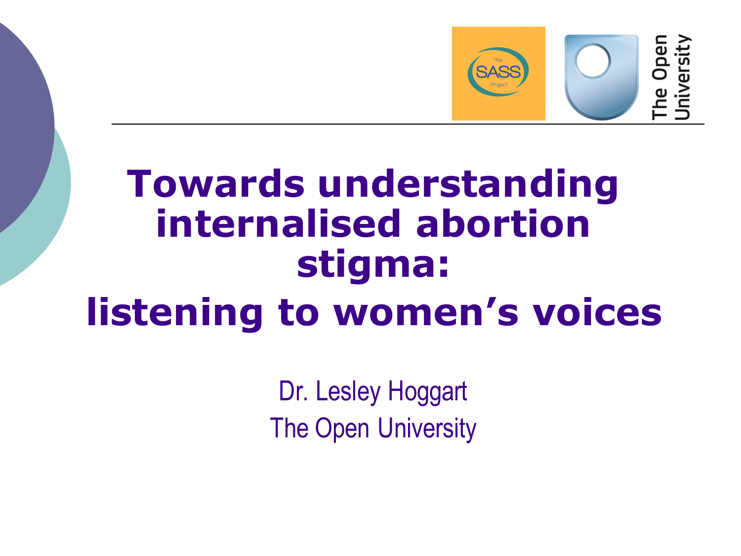# Towards understanding internalised abortion stigma: listening to women's voices

Dr. Lesley Hoggart

The Open University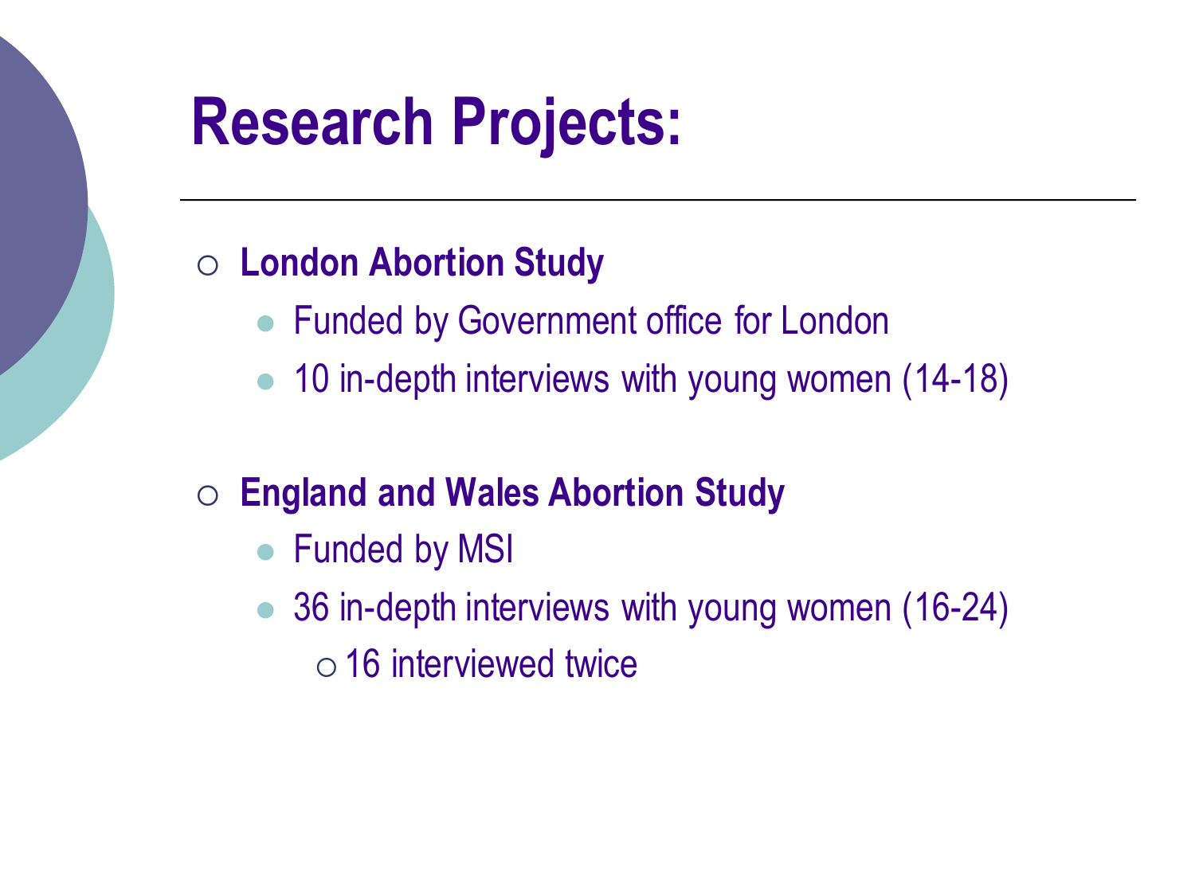# Research Projects:

- **London Abortion Study**
  - Funded by Government office for London
  - 10 in-depth interviews with young women (14-18)

- **England and Wales Abortion Study**
  - Funded by MSI
  - 36 in-depth interviews with young women (16-24)
    - 16 interviewed twice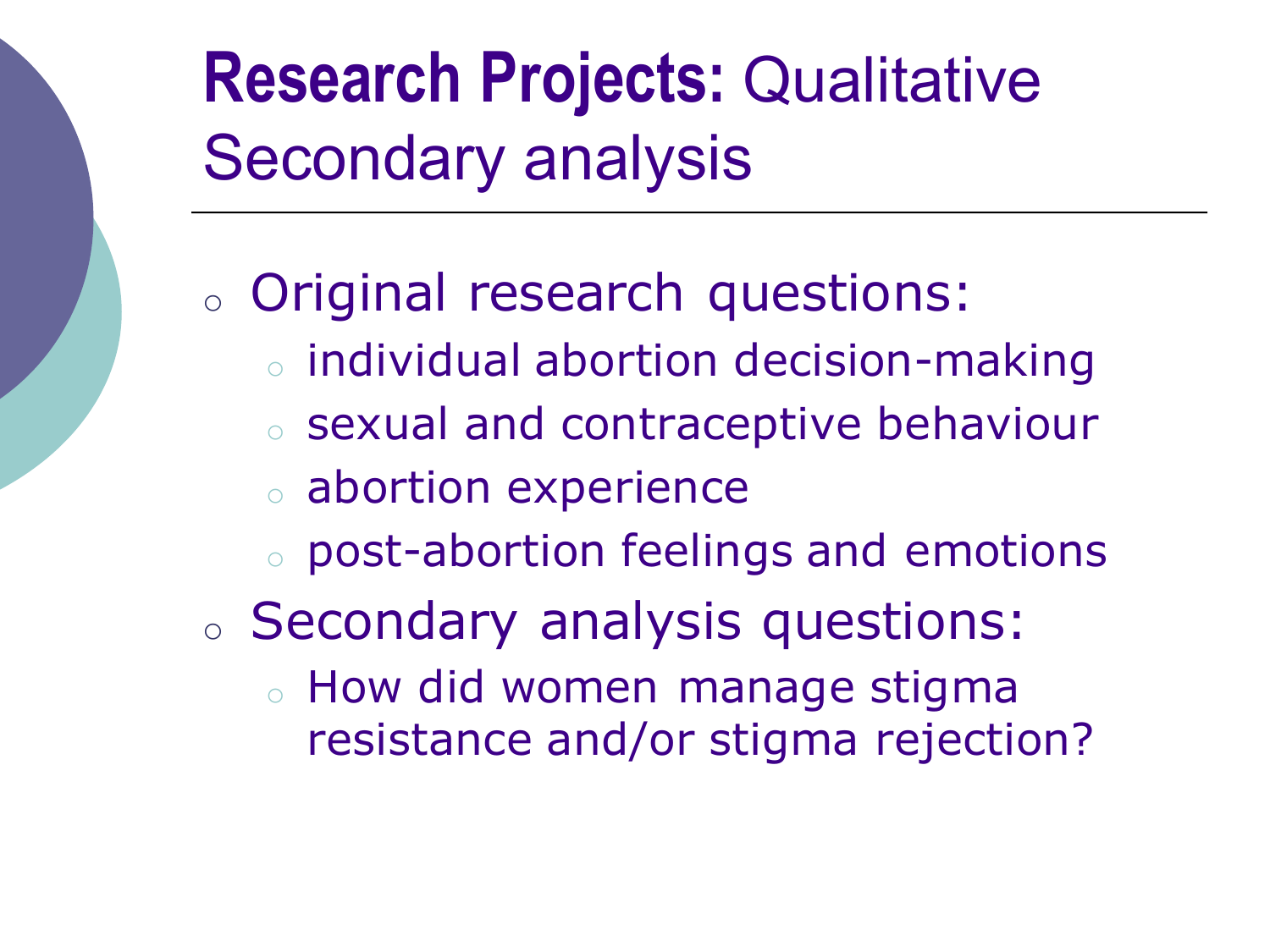# **Research Projects:** Qualitative Secondary analysis

- Original research questions:
  - individual abortion decision-making
  - sexual and contraceptive behaviour
  - abortion experience
  - post-abortion feelings and emotions
- Secondary analysis questions:
  - How did women manage stigma resistance and/or stigma rejection?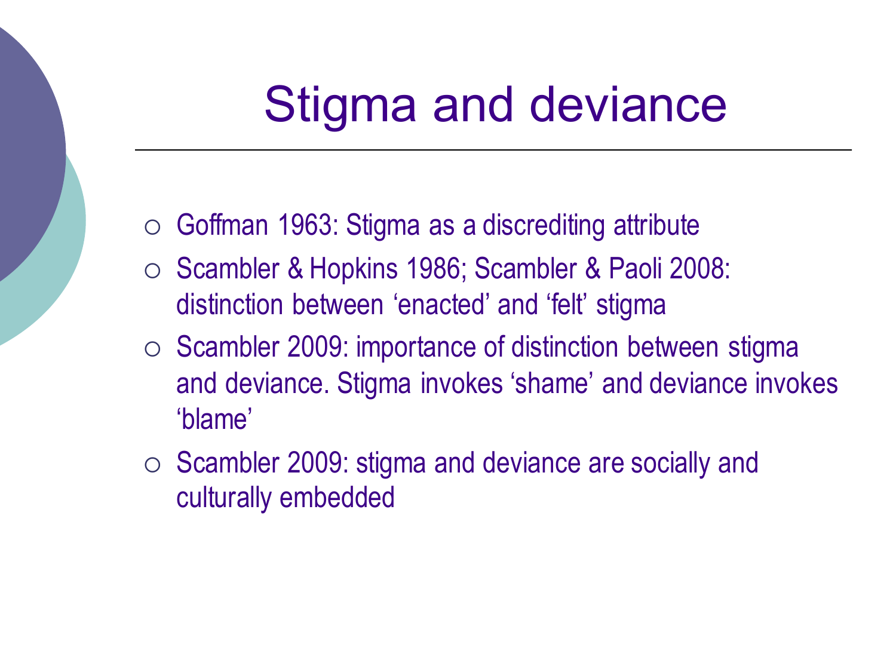# Stigma and deviance

- Goffman 1963: Stigma as a discrediting attribute
- Scambler & Hopkins 1986; Scambler & Paoli 2008: distinction between ‘enacted’ and ‘felt’ stigma
- Scambler 2009: importance of distinction between stigma and deviance. Stigma invokes ‘shame’ and deviance invokes ‘blame’
- Scambler 2009: stigma and deviance are socially and culturally embedded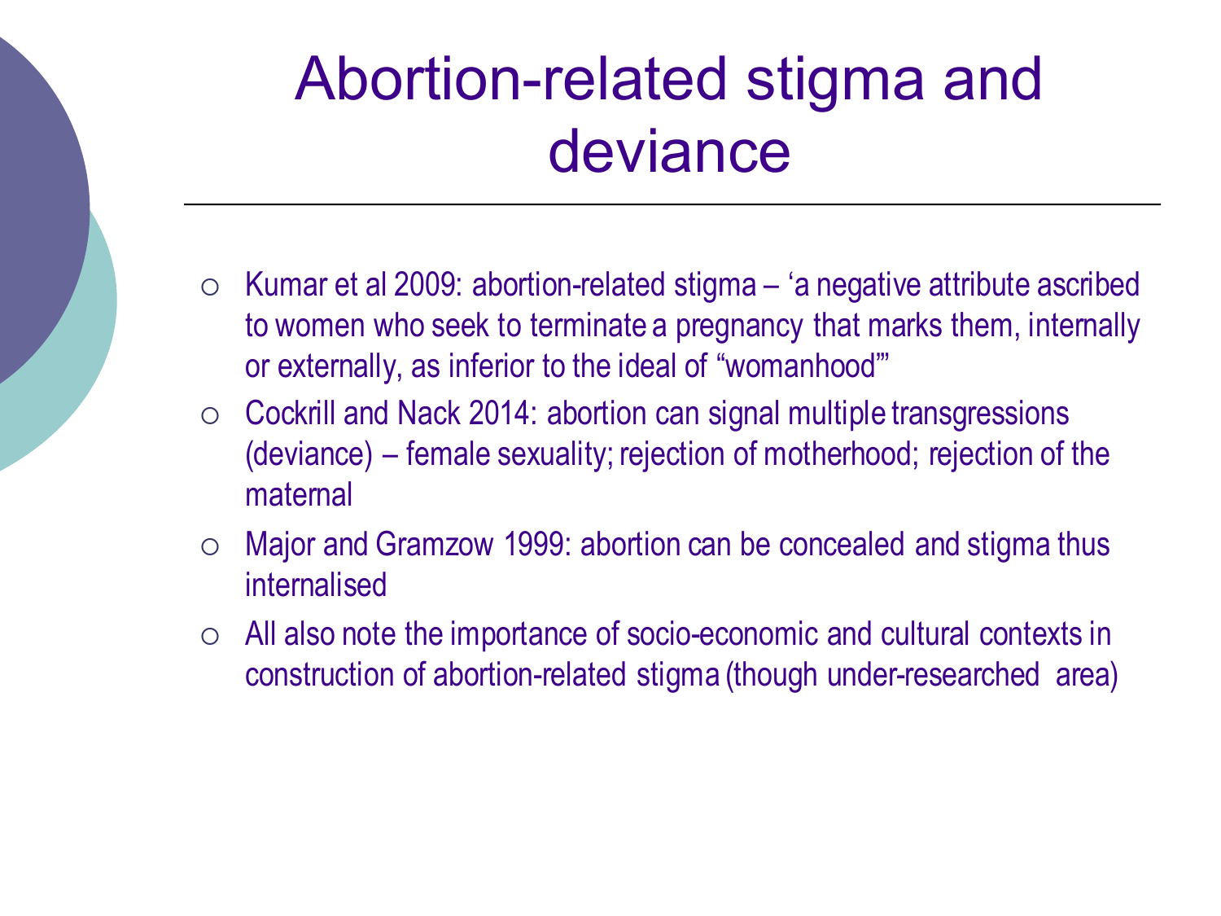# Abortion-related stigma and deviance

- Kumar et al 2009: abortion-related stigma – 'a negative attribute ascribed to women who seek to terminate a pregnancy that marks them, internally or externally, as inferior to the ideal of "womanhood"'
- Cockrill and Nack 2014: abortion can signal multiple transgressions (deviance) – female sexuality; rejection of motherhood; rejection of the maternal
- Major and Gramzow 1999: abortion can be concealed and stigma thus internalised
- All also note the importance of socio-economic and cultural contexts in construction of abortion-related stigma (though under-researched area)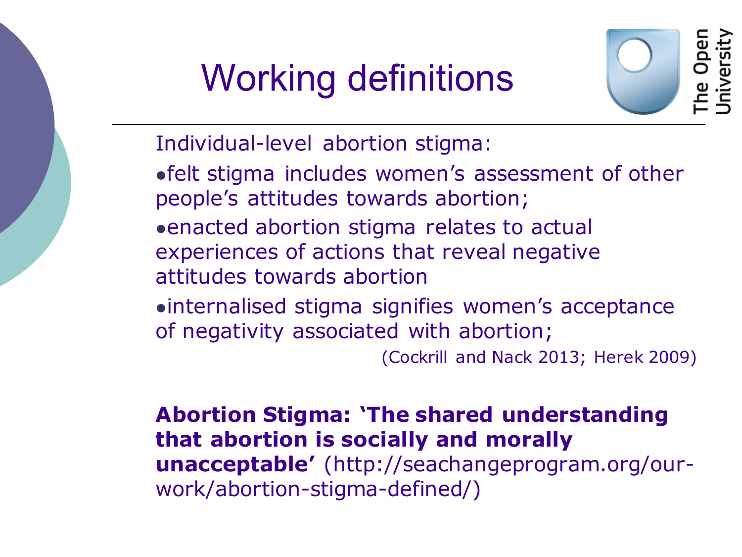# Working definitions

Individual-level abortion stigma:

- felt stigma includes women's assessment of other people's attitudes towards abortion;
- enacted abortion stigma relates to actual experiences of actions that reveal negative attitudes towards abortion
- internalised stigma signifies women's acceptance of negativity associated with abortion;

(Cockrill and Nack 2013; Herek 2009)

**Abortion Stigma: 'The shared understanding that abortion is socially and morally unacceptable'** (http://seachangeprogram.org/our-work/abortion-stigma-defined/)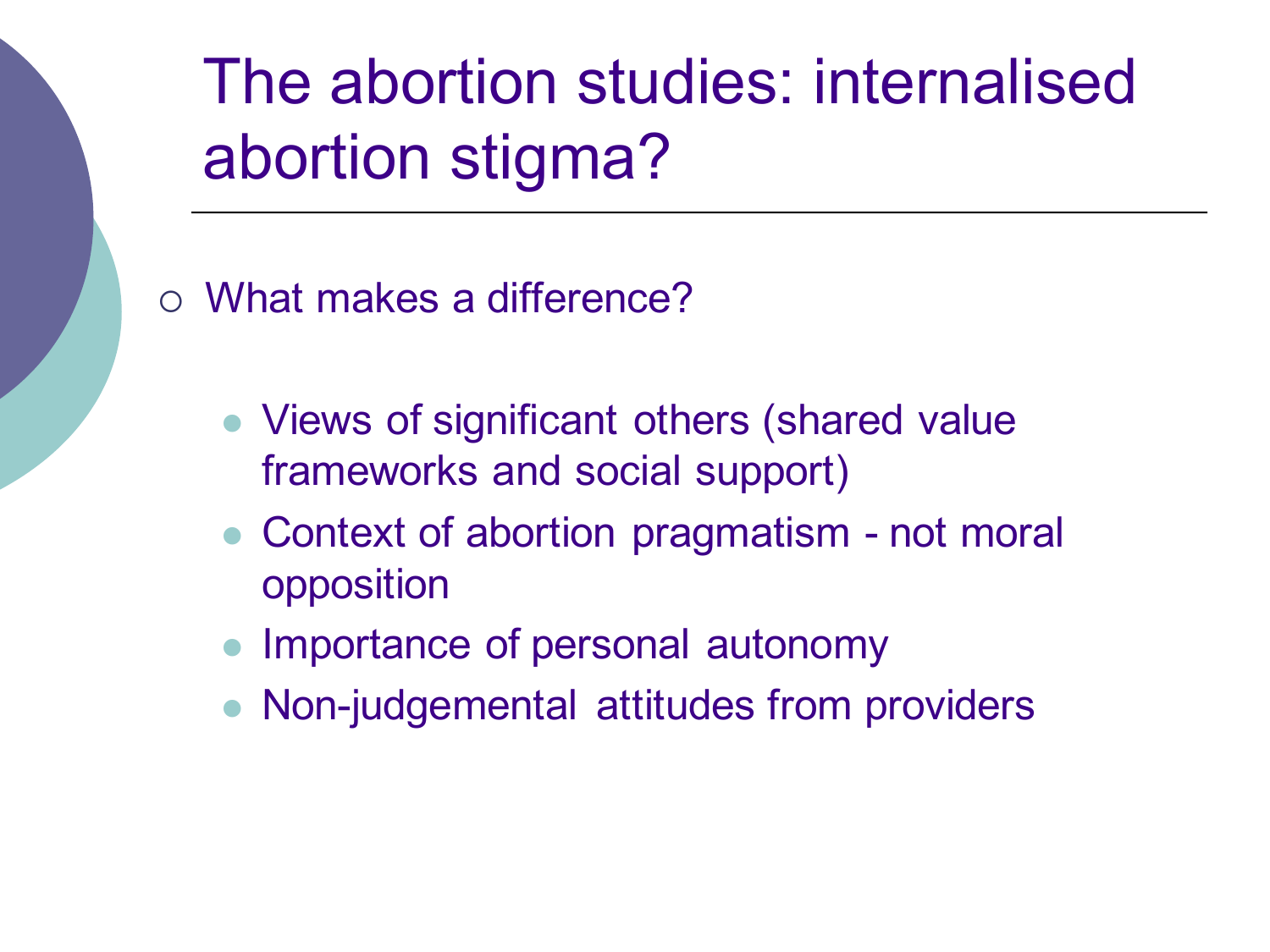# The abortion studies: internalised abortion stigma?

- What makes a difference?
  - Views of significant others (shared value frameworks and social support)
  - Context of abortion pragmatism - not moral opposition
  - Importance of personal autonomy
  - Non-judgemental attitudes from providers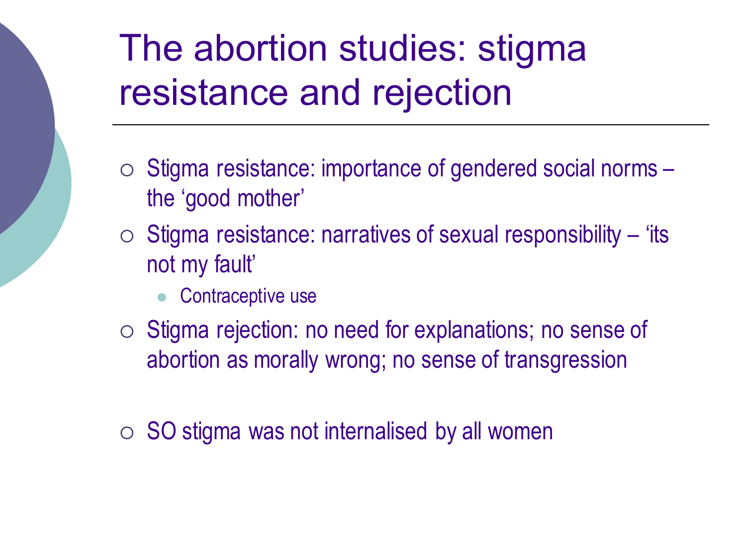# The abortion studies: stigma resistance and rejection

- Stigma resistance: importance of gendered social norms – the 'good mother'
- Stigma resistance: narratives of sexual responsibility – 'its not my fault'
  - Contraceptive use
- Stigma rejection: no need for explanations; no sense of abortion as morally wrong; no sense of transgression

- SO stigma was not internalised by all women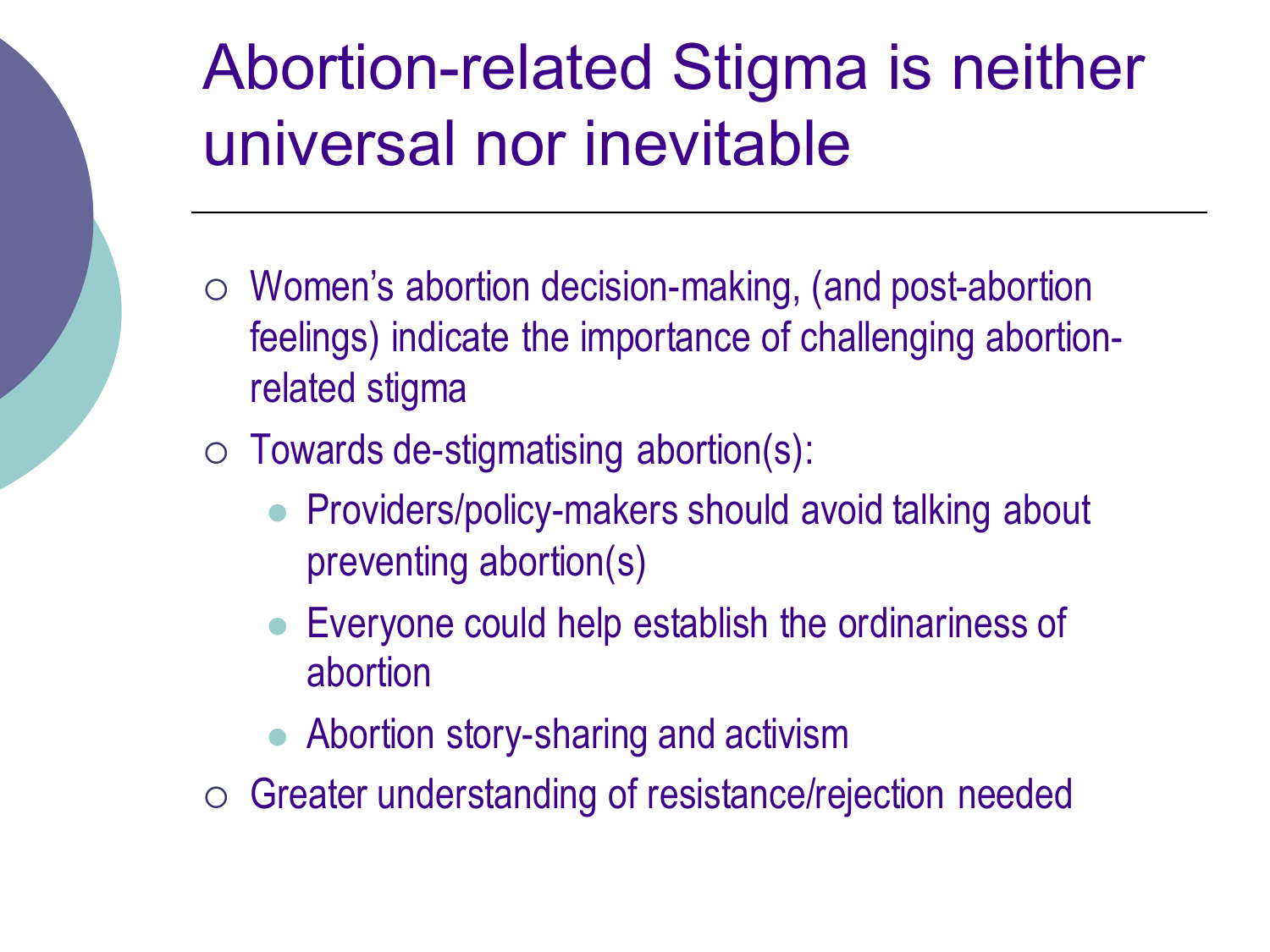# Abortion-related Stigma is neither universal nor inevitable

- Women's abortion decision-making, (and post-abortion feelings) indicate the importance of challenging abortion-related stigma
- Towards de-stigmatising abortion(s):
  - Providers/policy-makers should avoid talking about preventing abortion(s)
  - Everyone could help establish the ordinariness of abortion
  - Abortion story-sharing and activism
- Greater understanding of resistance/rejection needed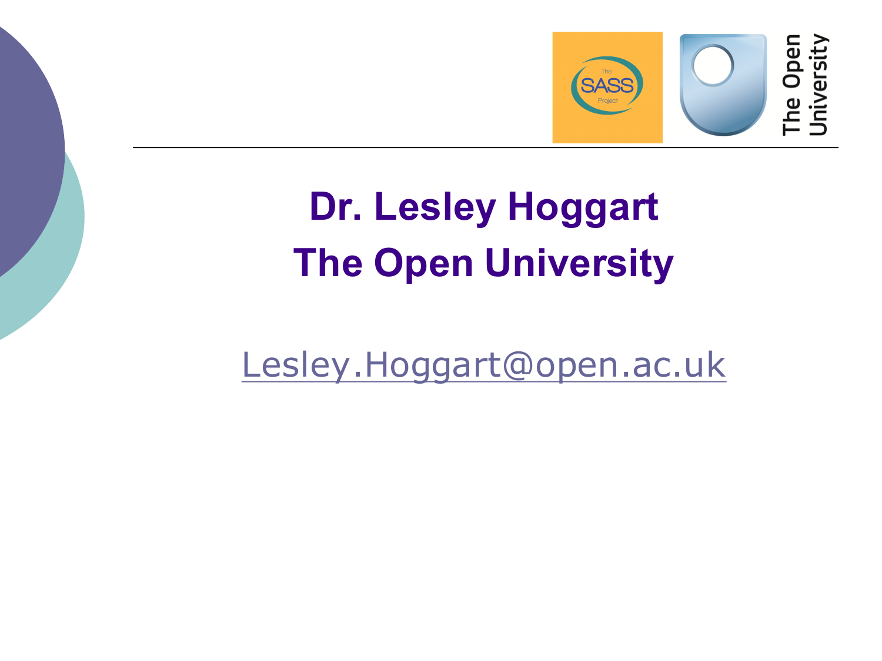**Dr. Lesley Hoggart**
**The Open University**

Lesley.Hoggart@open.ac.uk